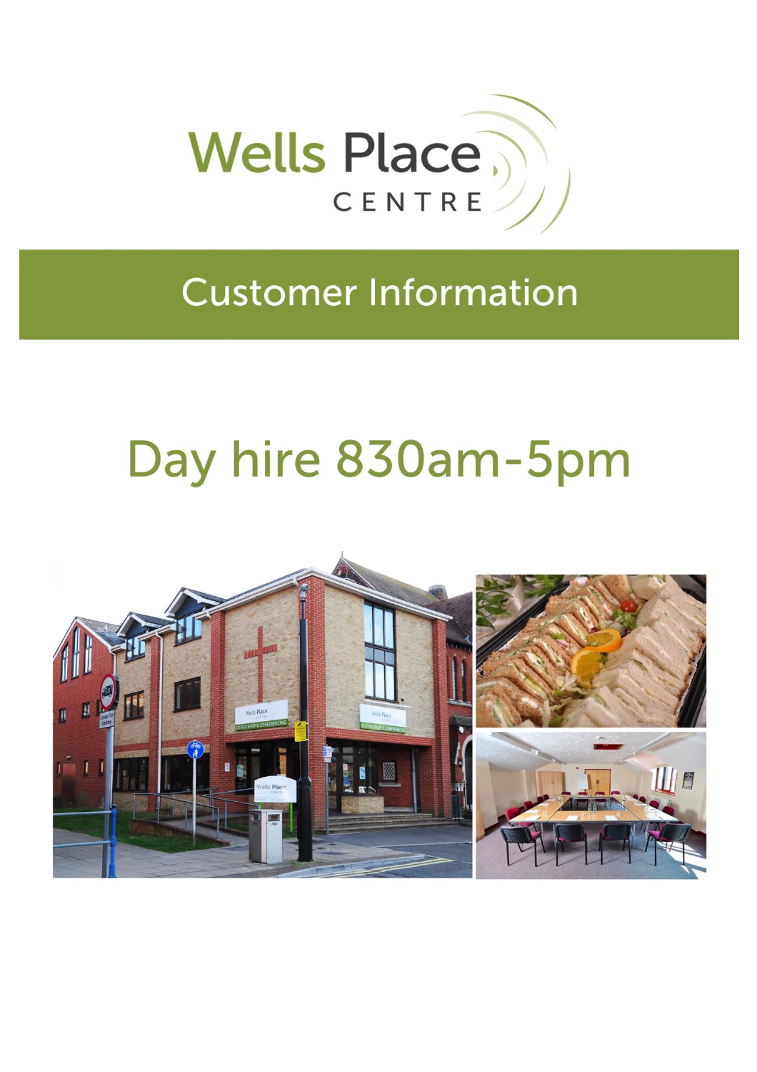# Wells Place CENTRE

## Customer Information

# Day hire 830am-5pm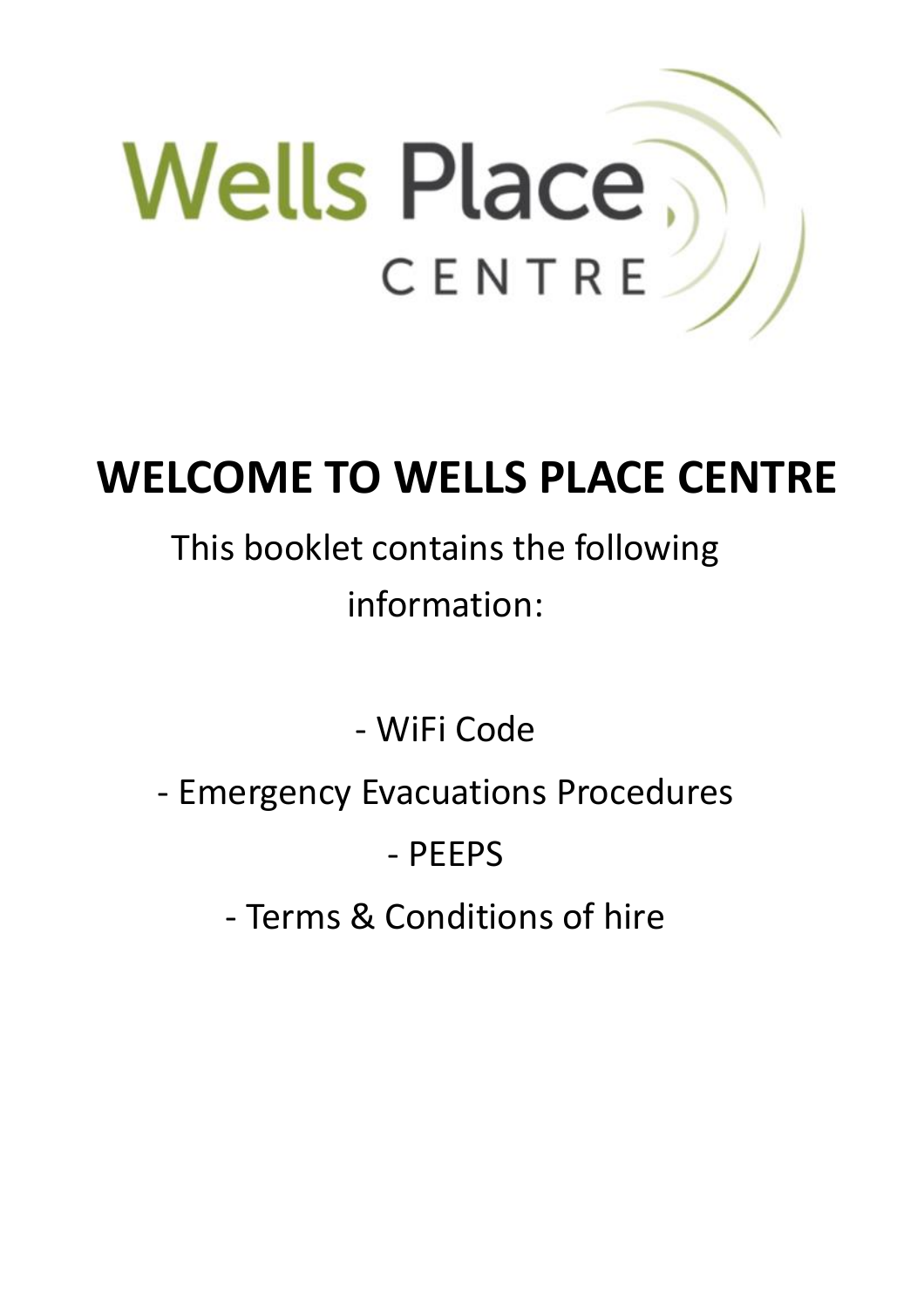Wells Place
CENTRE

# WELCOME TO WELLS PLACE CENTRE

This booklet contains the following information:

- WiFi Code
- Emergency Evacuations Procedures
- PEEPS
- Terms & Conditions of hire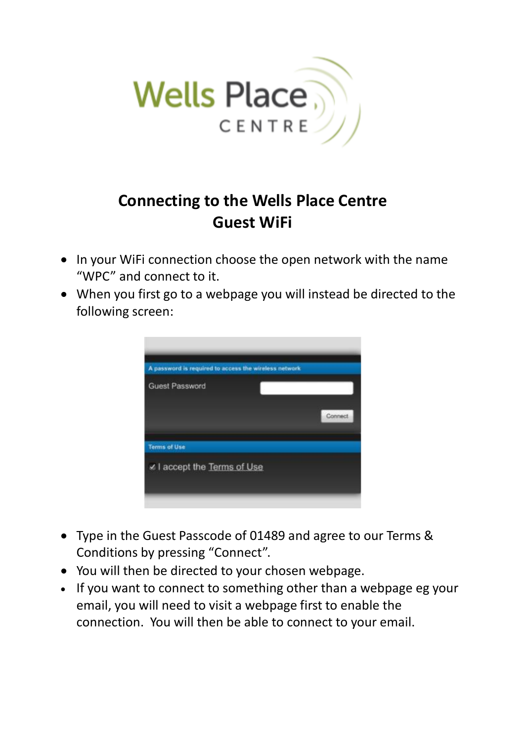Wells Place CENTRE

## Connecting to the Wells Place Centre Guest WiFi

- In your WiFi connection choose the open network with the name "WPC" and connect to it.
- When you first go to a webpage you will instead be directed to the following screen:

A password is required to access the wireless network

Guest Password

Connect

Terms of Use

I accept the Terms of Use

- Type in the Guest Passcode of 01489 and agree to our Terms & Conditions by pressing "Connect".
- You will then be directed to your chosen webpage.
- If you want to connect to something other than a webpage eg your email, you will need to visit a webpage first to enable the connection. You will then be able to connect to your email.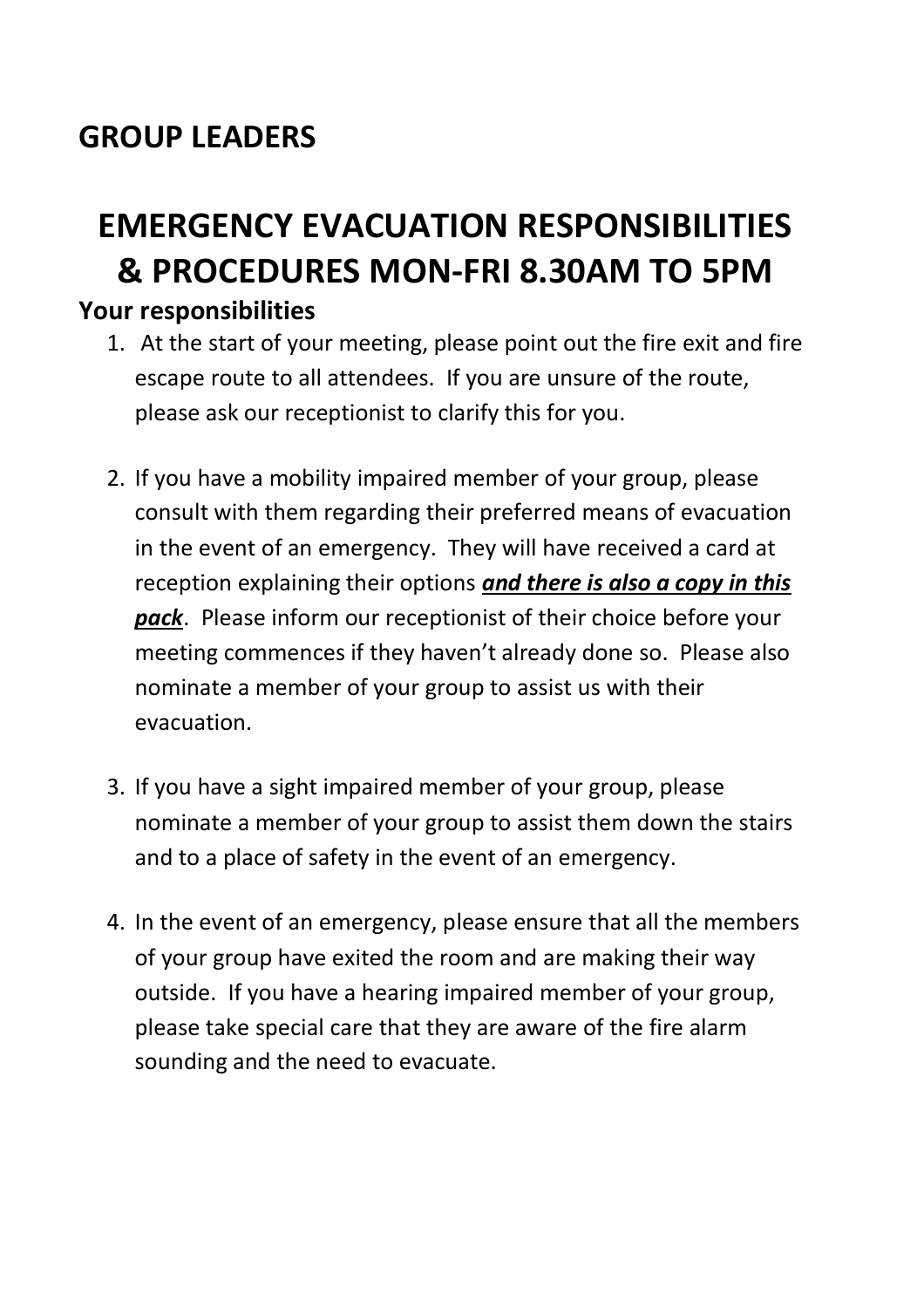## GROUP LEADERS

# EMERGENCY EVACUATION RESPONSIBILITIES & PROCEDURES MON-FRI 8.30AM TO 5PM

### Your responsibilities

1. At the start of your meeting, please point out the fire exit and fire escape route to all attendees. If you are unsure of the route, please ask our receptionist to clarify this for you.

2. If you have a mobility impaired member of your group, please consult with them regarding their preferred means of evacuation in the event of an emergency. They will have received a card at reception explaining their options ***<u>and there is also a copy in this pack</u>***. Please inform our receptionist of their choice before your meeting commences if they haven't already done so. Please also nominate a member of your group to assist us with their evacuation.

3. If you have a sight impaired member of your group, please nominate a member of your group to assist them down the stairs and to a place of safety in the event of an emergency.

4. In the event of an emergency, please ensure that all the members of your group have exited the room and are making their way outside. If you have a hearing impaired member of your group, please take special care that they are aware of the fire alarm sounding and the need to evacuate.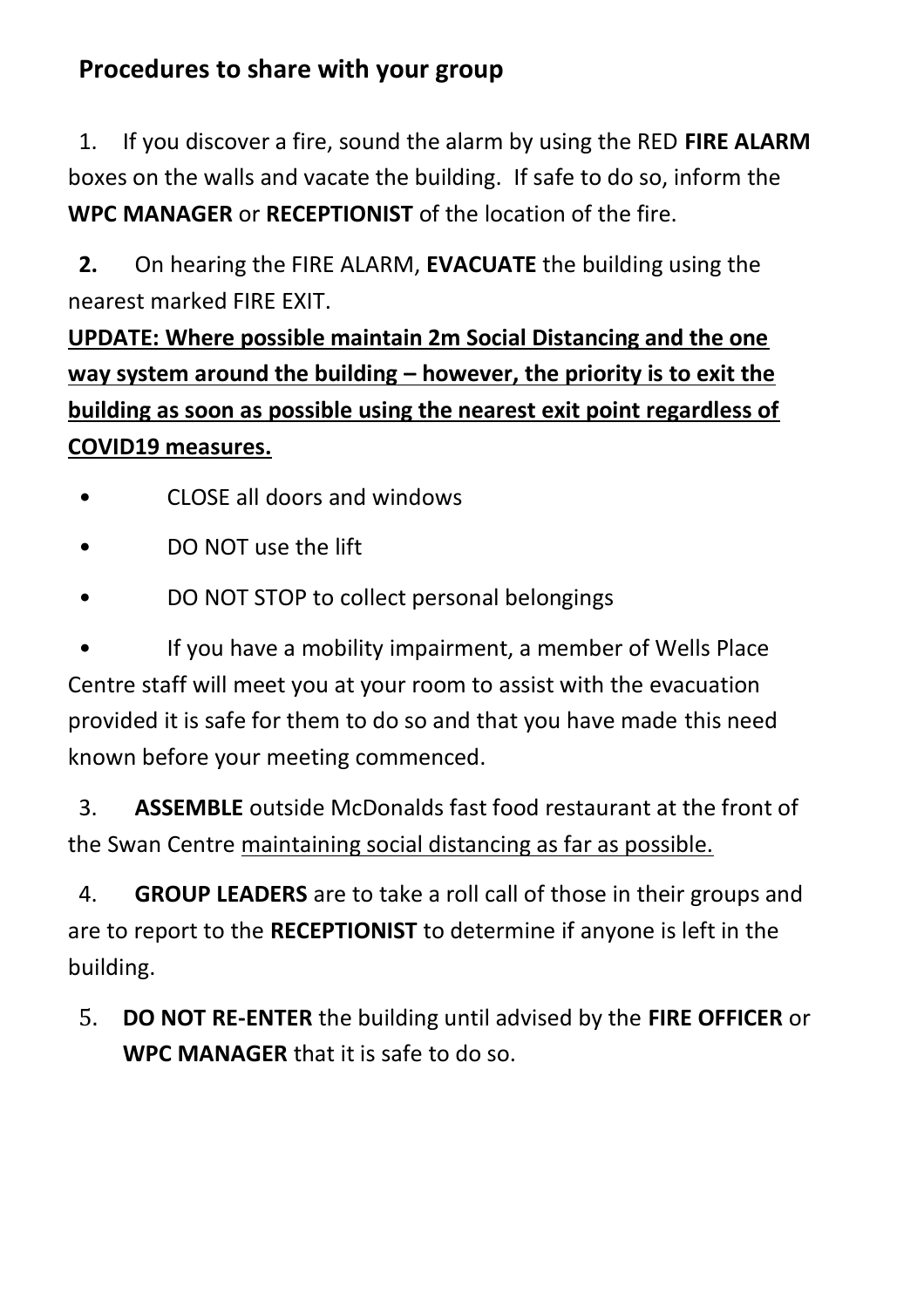## Procedures to share with your group

1. If you discover a fire, sound the alarm by using the RED **FIRE ALARM** boxes on the walls and vacate the building. If safe to do so, inform the **WPC MANAGER** or **RECEPTIONIST** of the location of the fire.

2. On hearing the FIRE ALARM, **EVACUATE** the building using the nearest marked FIRE EXIT.

**UPDATE: Where possible maintain 2m Social Distancing and the one way system around the building – however, the priority is to exit the building as soon as possible using the nearest exit point regardless of COVID19 measures.**

- CLOSE all doors and windows
- DO NOT use the lift
- DO NOT STOP to collect personal belongings
- If you have a mobility impairment, a member of Wells Place Centre staff will meet you at your room to assist with the evacuation provided it is safe for them to do so and that you have made this need known before your meeting commenced.

3. **ASSEMBLE** outside McDonalds fast food restaurant at the front of the Swan Centre maintaining social distancing as far as possible.

4. **GROUP LEADERS** are to take a roll call of those in their groups and are to report to the **RECEPTIONIST** to determine if anyone is left in the building.

5. **DO NOT RE-ENTER** the building until advised by the **FIRE OFFICER** or **WPC MANAGER** that it is safe to do so.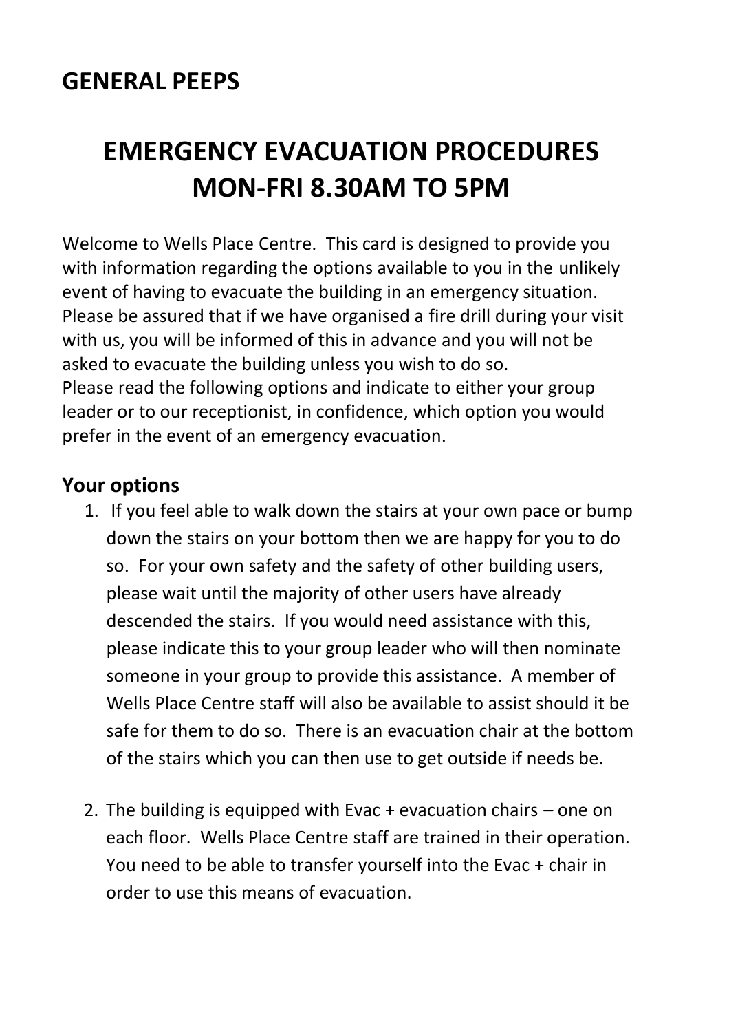## GENERAL PEEPS

# EMERGENCY EVACUATION PROCEDURES MON-FRI 8.30AM TO 5PM

Welcome to Wells Place Centre. This card is designed to provide you with information regarding the options available to you in the unlikely event of having to evacuate the building in an emergency situation. Please be assured that if we have organised a fire drill during your visit with us, you will be informed of this in advance and you will not be asked to evacuate the building unless you wish to do so.
Please read the following options and indicate to either your group leader or to our receptionist, in confidence, which option you would prefer in the event of an emergency evacuation.

### Your options

1. If you feel able to walk down the stairs at your own pace or bump down the stairs on your bottom then we are happy for you to do so. For your own safety and the safety of other building users, please wait until the majority of other users have already descended the stairs. If you would need assistance with this, please indicate this to your group leader who will then nominate someone in your group to provide this assistance. A member of Wells Place Centre staff will also be available to assist should it be safe for them to do so. There is an evacuation chair at the bottom of the stairs which you can then use to get outside if needs be.

2. The building is equipped with Evac + evacuation chairs – one on each floor. Wells Place Centre staff are trained in their operation. You need to be able to transfer yourself into the Evac + chair in order to use this means of evacuation.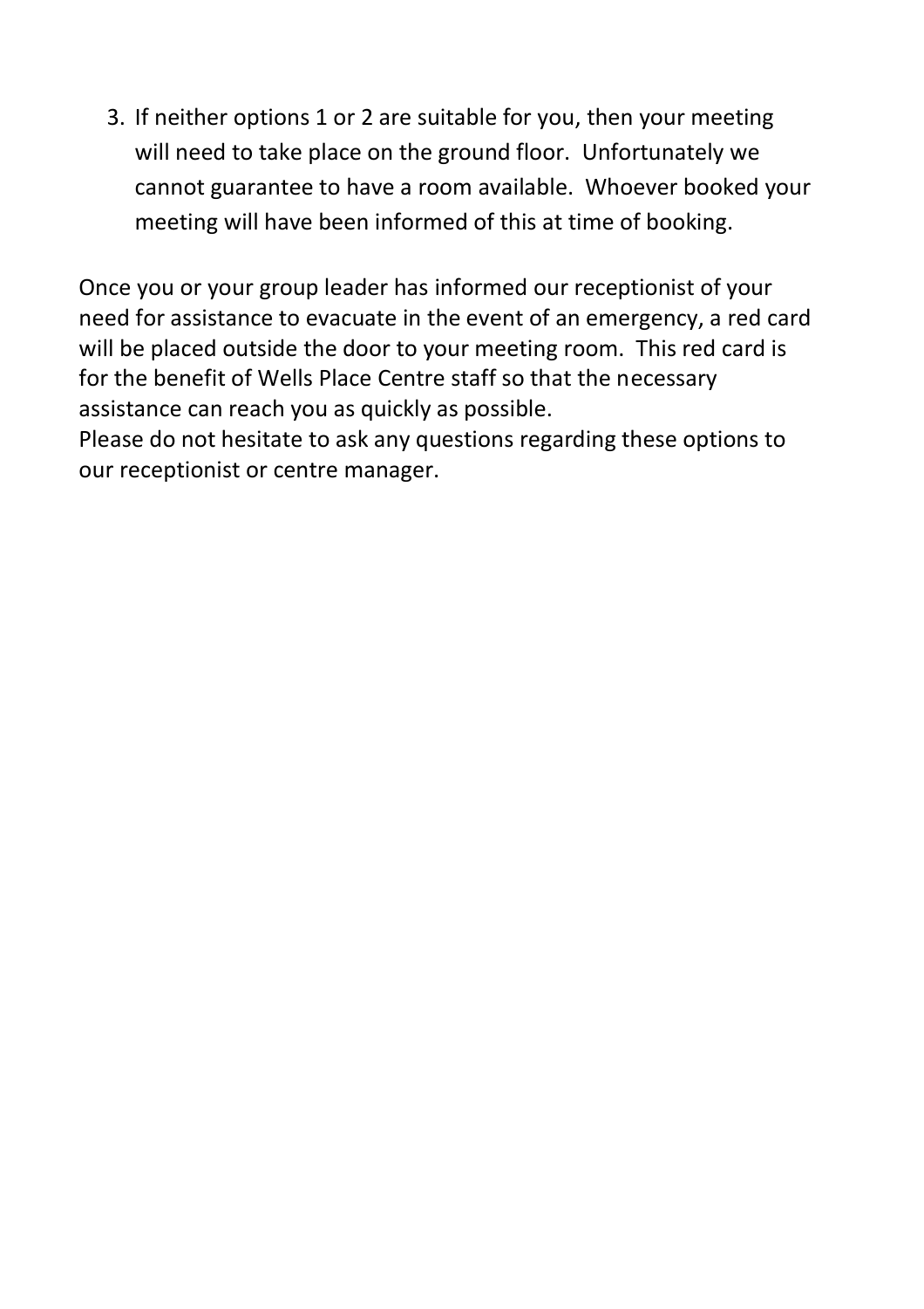3. If neither options 1 or 2 are suitable for you, then your meeting will need to take place on the ground floor. Unfortunately we cannot guarantee to have a room available. Whoever booked your meeting will have been informed of this at time of booking.

Once you or your group leader has informed our receptionist of your need for assistance to evacuate in the event of an emergency, a red card will be placed outside the door to your meeting room. This red card is for the benefit of Wells Place Centre staff so that the necessary assistance can reach you as quickly as possible.
Please do not hesitate to ask any questions regarding these options to our receptionist or centre manager.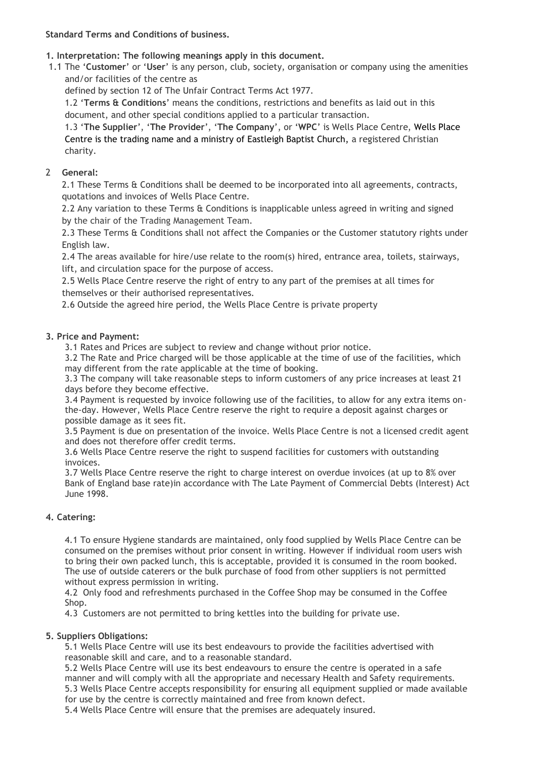**Standard Terms and Conditions of business.**

**1. Interpretation: The following meanings apply in this document.**

1.1 The '**Customer**' or '**User**' is any person, club, society, organisation or company using the amenities and/or facilities of the centre as defined by section 12 of The Unfair Contract Terms Act 1977.

1.2 '**Terms & Conditions**' means the conditions, restrictions and benefits as laid out in this document, and other special conditions applied to a particular transaction.

1.3 '**The Supplier**', '**The Provider**', '**The Company**', or '**WPC**' is Wells Place Centre, Wells Place Centre is the trading name and a ministry of Eastleigh Baptist Church, a registered Christian charity.

2 **General:**

2.1 These Terms & Conditions shall be deemed to be incorporated into all agreements, contracts, quotations and invoices of Wells Place Centre.

2.2 Any variation to these Terms & Conditions is inapplicable unless agreed in writing and signed by the chair of the Trading Management Team.

2.3 These Terms & Conditions shall not affect the Companies or the Customer statutory rights under English law.

2.4 The areas available for hire/use relate to the room(s) hired, entrance area, toilets, stairways, lift, and circulation space for the purpose of access.

2.5 Wells Place Centre reserve the right of entry to any part of the premises at all times for themselves or their authorised representatives.

2.6 Outside the agreed hire period, the Wells Place Centre is private property

**3. Price and Payment:**

3.1 Rates and Prices are subject to review and change without prior notice.

3.2 The Rate and Price charged will be those applicable at the time of use of the facilities, which may different from the rate applicable at the time of booking.

3.3 The company will take reasonable steps to inform customers of any price increases at least 21 days before they become effective.

3.4 Payment is requested by invoice following use of the facilities, to allow for any extra items on-the-day. However, Wells Place Centre reserve the right to require a deposit against charges or possible damage as it sees fit.

3.5 Payment is due on presentation of the invoice. Wells Place Centre is not a licensed credit agent and does not therefore offer credit terms.

3.6 Wells Place Centre reserve the right to suspend facilities for customers with outstanding invoices.

3.7 Wells Place Centre reserve the right to charge interest on overdue invoices (at up to 8% over Bank of England base rate)in accordance with The Late Payment of Commercial Debts (Interest) Act June 1998.

**4. Catering:**

4.1 To ensure Hygiene standards are maintained, only food supplied by Wells Place Centre can be consumed on the premises without prior consent in writing. However if individual room users wish to bring their own packed lunch, this is acceptable, provided it is consumed in the room booked. The use of outside caterers or the bulk purchase of food from other suppliers is not permitted without express permission in writing.

4.2 Only food and refreshments purchased in the Coffee Shop may be consumed in the Coffee Shop.

4.3 Customers are not permitted to bring kettles into the building for private use.

**5. Suppliers Obligations:**

5.1 Wells Place Centre will use its best endeavours to provide the facilities advertised with reasonable skill and care, and to a reasonable standard.

5.2 Wells Place Centre will use its best endeavours to ensure the centre is operated in a safe manner and will comply with all the appropriate and necessary Health and Safety requirements.

5.3 Wells Place Centre accepts responsibility for ensuring all equipment supplied or made available for use by the centre is correctly maintained and free from known defect.

5.4 Wells Place Centre will ensure that the premises are adequately insured.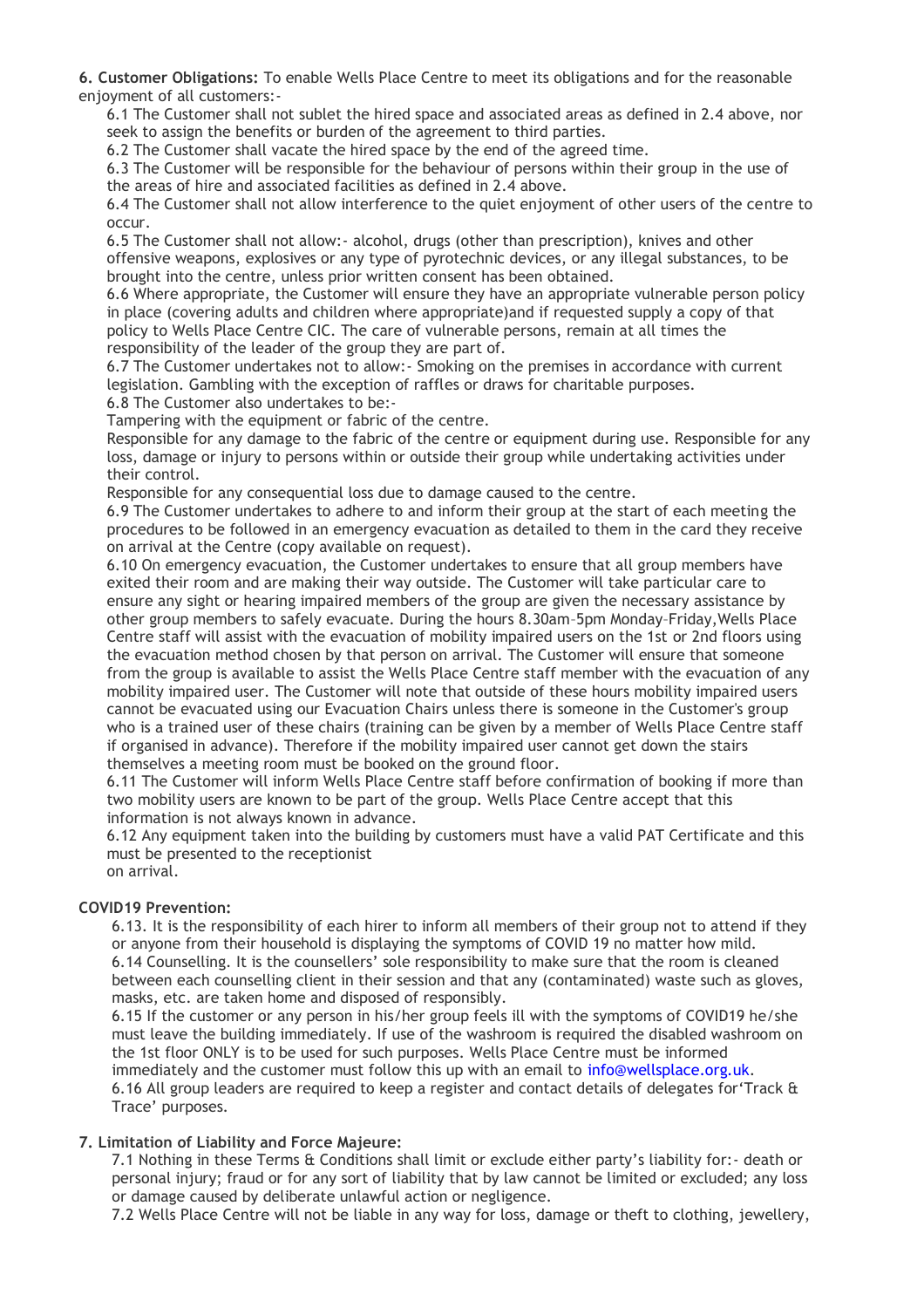**6. Customer Obligations:** To enable Wells Place Centre to meet its obligations and for the reasonable enjoyment of all customers:-

6.1 The Customer shall not sublet the hired space and associated areas as defined in 2.4 above, nor seek to assign the benefits or burden of the agreement to third parties.

6.2 The Customer shall vacate the hired space by the end of the agreed time.

6.3 The Customer will be responsible for the behaviour of persons within their group in the use of the areas of hire and associated facilities as defined in 2.4 above.

6.4 The Customer shall not allow interference to the quiet enjoyment of other users of the centre to occur.

6.5 The Customer shall not allow:- alcohol, drugs (other than prescription), knives and other offensive weapons, explosives or any type of pyrotechnic devices, or any illegal substances, to be brought into the centre, unless prior written consent has been obtained.

6.6 Where appropriate, the Customer will ensure they have an appropriate vulnerable person policy in place (covering adults and children where appropriate)and if requested supply a copy of that policy to Wells Place Centre CIC. The care of vulnerable persons, remain at all times the responsibility of the leader of the group they are part of.

6.7 The Customer undertakes not to allow:- Smoking on the premises in accordance with current legislation. Gambling with the exception of raffles or draws for charitable purposes.

6.8 The Customer also undertakes to be:-

Tampering with the equipment or fabric of the centre.

Responsible for any damage to the fabric of the centre or equipment during use. Responsible for any loss, damage or injury to persons within or outside their group while undertaking activities under their control.

Responsible for any consequential loss due to damage caused to the centre.

6.9 The Customer undertakes to adhere to and inform their group at the start of each meeting the procedures to be followed in an emergency evacuation as detailed to them in the card they receive on arrival at the Centre (copy available on request).

6.10 On emergency evacuation, the Customer undertakes to ensure that all group members have exited their room and are making their way outside. The Customer will take particular care to ensure any sight or hearing impaired members of the group are given the necessary assistance by other group members to safely evacuate. During the hours 8.30am–5pm Monday–Friday,Wells Place Centre staff will assist with the evacuation of mobility impaired users on the 1st or 2nd floors using the evacuation method chosen by that person on arrival. The Customer will ensure that someone from the group is available to assist the Wells Place Centre staff member with the evacuation of any mobility impaired user. The Customer will note that outside of these hours mobility impaired users cannot be evacuated using our Evacuation Chairs unless there is someone in the Customer's group who is a trained user of these chairs (training can be given by a member of Wells Place Centre staff if organised in advance). Therefore if the mobility impaired user cannot get down the stairs themselves a meeting room must be booked on the ground floor.

6.11 The Customer will inform Wells Place Centre staff before confirmation of booking if more than two mobility users are known to be part of the group. Wells Place Centre accept that this information is not always known in advance.

6.12 Any equipment taken into the building by customers must have a valid PAT Certificate and this must be presented to the receptionist on arrival.

**COVID19 Prevention:**

6.13. It is the responsibility of each hirer to inform all members of their group not to attend if they or anyone from their household is displaying the symptoms of COVID 19 no matter how mild.

6.14 Counselling. It is the counsellers' sole responsibility to make sure that the room is cleaned between each counselling client in their session and that any (contaminated) waste such as gloves, masks, etc. are taken home and disposed of responsibly.

6.15 If the customer or any person in his/her group feels ill with the symptoms of COVID19 he/she must leave the building immediately. If use of the washroom is required the disabled washroom on the 1st floor ONLY is to be used for such purposes. Wells Place Centre must be informed immediately and the customer must follow this up with an email to info@wellsplace.org.uk.

6.16 All group leaders are required to keep a register and contact details of delegates for'Track & Trace' purposes.

**7. Limitation of Liability and Force Majeure:**

7.1 Nothing in these Terms & Conditions shall limit or exclude either party's liability for:- death or personal injury; fraud or for any sort of liability that by law cannot be limited or excluded; any loss or damage caused by deliberate unlawful action or negligence.

7.2 Wells Place Centre will not be liable in any way for loss, damage or theft to clothing, jewellery,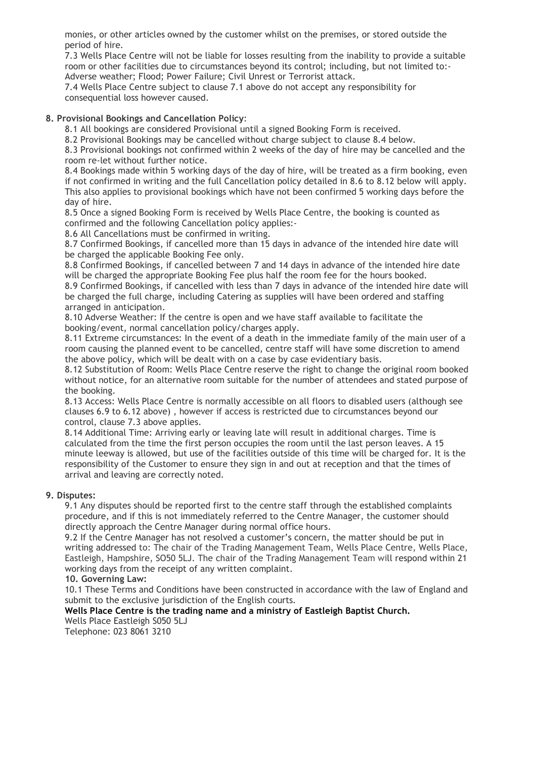monies, or other articles owned by the customer whilst on the premises, or stored outside the period of hire.

7.3 Wells Place Centre will not be liable for losses resulting from the inability to provide a suitable room or other facilities due to circumstances beyond its control; including, but not limited to:- Adverse weather; Flood; Power Failure; Civil Unrest or Terrorist attack.

7.4 Wells Place Centre subject to clause 7.1 above do not accept any responsibility for consequential loss however caused.

**8. Provisional Bookings and Cancellation Policy**:

8.1 All bookings are considered Provisional until a signed Booking Form is received.

8.2 Provisional Bookings may be cancelled without charge subject to clause 8.4 below.

8.3 Provisional bookings not confirmed within 2 weeks of the day of hire may be cancelled and the room re-let without further notice.

8.4 Bookings made within 5 working days of the day of hire, will be treated as a firm booking, even if not confirmed in writing and the full Cancellation policy detailed in 8.6 to 8.12 below will apply. This also applies to provisional bookings which have not been confirmed 5 working days before the day of hire.

8.5 Once a signed Booking Form is received by Wells Place Centre, the booking is counted as confirmed and the following Cancellation policy applies:-

8.6 All Cancellations must be confirmed in writing.

8.7 Confirmed Bookings, if cancelled more than 15 days in advance of the intended hire date will be charged the applicable Booking Fee only.

8.8 Confirmed Bookings, if cancelled between 7 and 14 days in advance of the intended hire date will be charged the appropriate Booking Fee plus half the room fee for the hours booked.

8.9 Confirmed Bookings, if cancelled with less than 7 days in advance of the intended hire date will be charged the full charge, including Catering as supplies will have been ordered and staffing arranged in anticipation.

8.10 Adverse Weather: If the centre is open and we have staff available to facilitate the booking/event, normal cancellation policy/charges apply.

8.11 Extreme circumstances: In the event of a death in the immediate family of the main user of a room causing the planned event to be cancelled, centre staff will have some discretion to amend the above policy, which will be dealt with on a case by case evidentiary basis.

8.12 Substitution of Room: Wells Place Centre reserve the right to change the original room booked without notice, for an alternative room suitable for the number of attendees and stated purpose of the booking.

8.13 Access: Wells Place Centre is normally accessible on all floors to disabled users (although see clauses 6.9 to 6.12 above) , however if access is restricted due to circumstances beyond our control, clause 7.3 above applies.

8.14 Additional Time: Arriving early or leaving late will result in additional charges. Time is calculated from the time the first person occupies the room until the last person leaves. A 15 minute leeway is allowed, but use of the facilities outside of this time will be charged for. It is the responsibility of the Customer to ensure they sign in and out at reception and that the times of arrival and leaving are correctly noted.

**9. Disputes:**

9.1 Any disputes should be reported first to the centre staff through the established complaints procedure, and if this is not immediately referred to the Centre Manager, the customer should directly approach the Centre Manager during normal office hours.

9.2 If the Centre Manager has not resolved a customer's concern, the matter should be put in writing addressed to: The chair of the Trading Management Team, Wells Place Centre, Wells Place, Eastleigh, Hampshire, SO50 5LJ. The chair of the Trading Management Team will respond within 21 working days from the receipt of any written complaint.

**10. Governing Law:**

10.1 These Terms and Conditions have been constructed in accordance with the law of England and submit to the exclusive jurisdiction of the English courts.

**Wells Place Centre is the trading name and a ministry of Eastleigh Baptist Church.**

Wells Place Eastleigh S050 5LJ

Telephone: 023 8061 3210